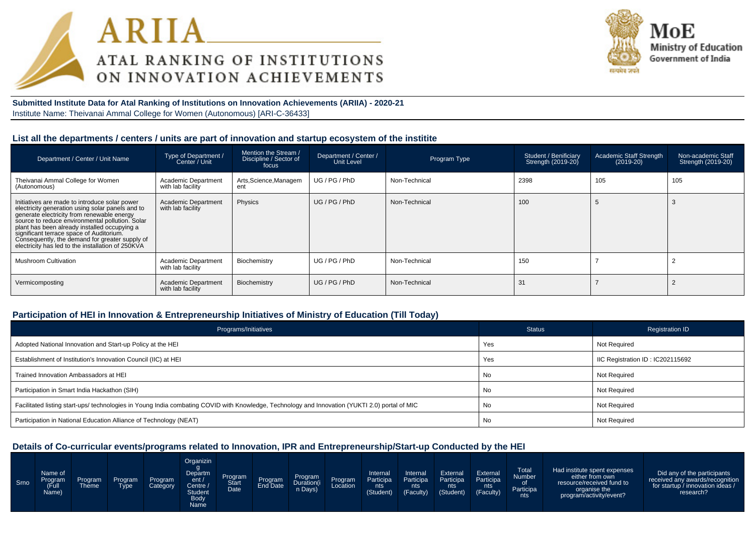# ARIIA
## ATAL RANKING OF INSTITUTIONS ON INNOVATION ACHIEVEMENTS

**MoE**
Ministry of Education
Government of India

**Submitted Institute Data for Atal Ranking of Institutions on Innovation Achievements (ARIIA) - 2020-21**
Institute Name: Theivanai Ammal College for Women (Autonomous) [ARI-C-36433]

### List all the departments / centers / units are part of innovation and startup ecosystem of the institite

| Department / Center / Unit Name | Type of Department / Center / Unit | Mention the Stream / Discipline / Sector of focus | Department / Center / Unit Level | Program Type | Student / Benificiary Strength (2019-20) | Academic Staff Strength (2019-20) | Non-academic Staff Strength (2019-20) |
|---|---|---|---|---|---|---|---|
| Theivanai Ammal College for Women (Autonomous) | Academic Department with lab facility | Arts,Science,Management | UG / PG / PhD | Non-Technical | 2398 | 105 | 105 |
| Initiatives are made to introduce solar power electricity generation using solar panels and to generate electricity from renewable energy source to reduce environmental pollution. Solar plant has been already installed occupying a significant terrace space of Auditorium. Consequently, the demand for greater supply of electricity has led to the installation of 250KVA | Academic Department with lab facility | Physics | UG / PG / PhD | Non-Technical | 100 | 5 | 3 |
| Mushroom Cultivation | Academic Department with lab facility | Biochemistry | UG / PG / PhD | Non-Technical | 150 | 7 | 2 |
| Vermicomposting | Academic Department with lab facility | Biochemistry | UG / PG / PhD | Non-Technical | 31 | 7 | 2 |

### Participation of HEI in Innovation & Entrepreneurship Initiatives of Ministry of Education (Till Today)

| Programs/Initiatives | Status | Registration ID |
|---|---|---|
| Adopted National Innovation and Start-up Policy at the HEI | Yes | Not Required |
| Establishment of Institution's Innovation Council (IIC) at HEI | Yes | IIC Registration ID : IC202115692 |
| Trained Innovation Ambassadors at HEI | No | Not Required |
| Participation in Smart India Hackathon (SIH) | No | Not Required |
| Facilitated listing start-ups/ technologies in Young India combating COVID with Knowledge, Technology and Innovation (YUKTI 2.0) portal of MIC | No | Not Required |
| Participation in National Education Alliance of Technology (NEAT) | No | Not Required |

### Details of Co-curricular events/programs related to Innovation, IPR and Entrepreneurship/Start-up Conducted by the HEI

| Srno | Name of Program (Full Name) | Program Theme | Program Type | Program Category | Organizing Department / Centre / Student Body Name | Program Start Date | Program End Date | Program Duration(in Days) | Program Location | Internal Participants (Student) | Internal Participants (Faculty) | External Participants (Student) | External Participants (Faculty) | Total Number of Participants | Had institute spent expenses either from own resource/received fund to organise the program/activity/event? | Did any of the participants received any awards/recognition for startup / innovation ideas / research? |
|---|---|---|---|---|---|---|---|---|---|---|---|---|---|---|---|---|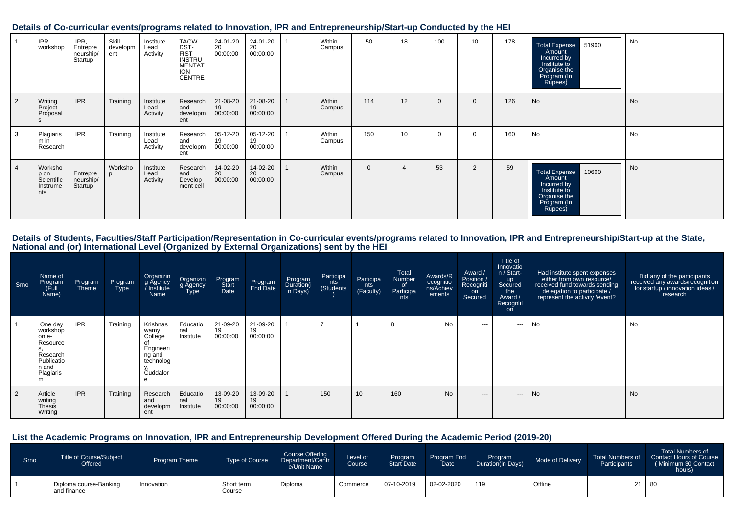## Details of Co-curricular events/programs related to Innovation, IPR and Entrepreneurship/Start-up Conducted by the HEI

| | | | | | | | | | | | | | | | | |
|---|---|---|---|---|---|---|---|---|---|---|---|---|---|---|---|---|
| 1 | IPR workshop | IPR, Entrepreneurship/ Startup | Skill development | Institute Lead Activity | TACW DST-FIST INSTRUMENTATION CENTRE | 24-01-2020 00:00:00 | 24-01-2020 00:00:00 | 1 | Within Campus | 50 | 18 | 100 | 10 | 178 | Total Expense Amount Incurred by Institute to Organise the Program (In Rupees) 51900 | No |
| 2 | Writing Project Proposals | IPR | Training | Institute Lead Activity | Research and development | 21-08-2019 00:00:00 | 21-08-2019 00:00:00 | 1 | Within Campus | 114 | 12 | 0 | 0 | 126 | No | No |
| 3 | Plagiarism in Research | IPR | Training | Institute Lead Activity | Research and development | 05-12-2019 00:00:00 | 05-12-2019 00:00:00 | 1 | Within Campus | 150 | 10 | 0 | 0 | 160 | No | No |
| 4 | Workshop on Scientific Instruments | Entrepreneurship/ Startup | Workshop | Institute Lead Activity | Research and Development cell | 14-02-2020 00:00:00 | 14-02-2020 00:00:00 | 1 | Within Campus | 0 | 4 | 53 | 2 | 59 | Total Expense Amount Incurred by Institute to Organise the Program (In Rupees) 10600 | No |

## Details of Students, Faculties/Staff Participation/Representation in Co-curricular events/programs related to Innovation, IPR and Entrepreneurship/Start-up at the State, National and (or) International Level (Organized by External Organizations) sent by the HEI

| Srno | Name of Program (Full Name) | Program Theme | Program Type | Organizing Agency / Institute Name | Organizing Agency Type | Program Start Date | Program End Date | Program Duration(in Days) | Participants (Students) | Participants (Faculty) | Total Number of Participants | Awards/Recognitions/Achievements | Award / Position / Recognition Secured | Title of Innovation / Start-up Secured the Award / Recognition | Had institute spent expenses either from own resource/ received fund towards sending delegation to participate / represent the activity /event? | Did any of the participants received any awards/recognition for startup / innovation ideas / research |
|---|---|---|---|---|---|---|---|---|---|---|---|---|---|---|---|---|
| 1 | One day workshop on e-Resources, Research Publication and Plagiarism | IPR | Training | Krishnaswamy College of Engineering and technology, Cuddalore | Educational Institute | 21-09-2019 00:00:00 | 21-09-2019 00:00:00 | 1 | 7 | 1 | 8 | No | --- | --- | No | No |
| 2 | Article writing Thesis Writing | IPR | Training | Research and development | Educational Institute | 13-09-2019 00:00:00 | 13-09-2019 00:00:00 | 1 | 150 | 10 | 160 | No | --- | --- | No | No |

## List the Academic Programs on Innovation, IPR and Entrepreneurship Development Offered During the Academic Period (2019-20)

| Srno | Title of Course/Subject Offered | Program Theme | Type of Course | Course Offering Department/Centre/Unit Name | Level of Course | Program Start Date | Program End Date | Program Duration(in Days) | Mode of Delivery | Total Numbers of Participants | Total Numbers of Contact Hours of Course ( Minimum 30 Contact hours) |
|---|---|---|---|---|---|---|---|---|---|---|---|
| 1 | Diploma course-Banking and finance | Innovation | Short term Course | Diploma | Commerce | 07-10-2019 | 02-02-2020 | 119 | Offline | 21 | 80 |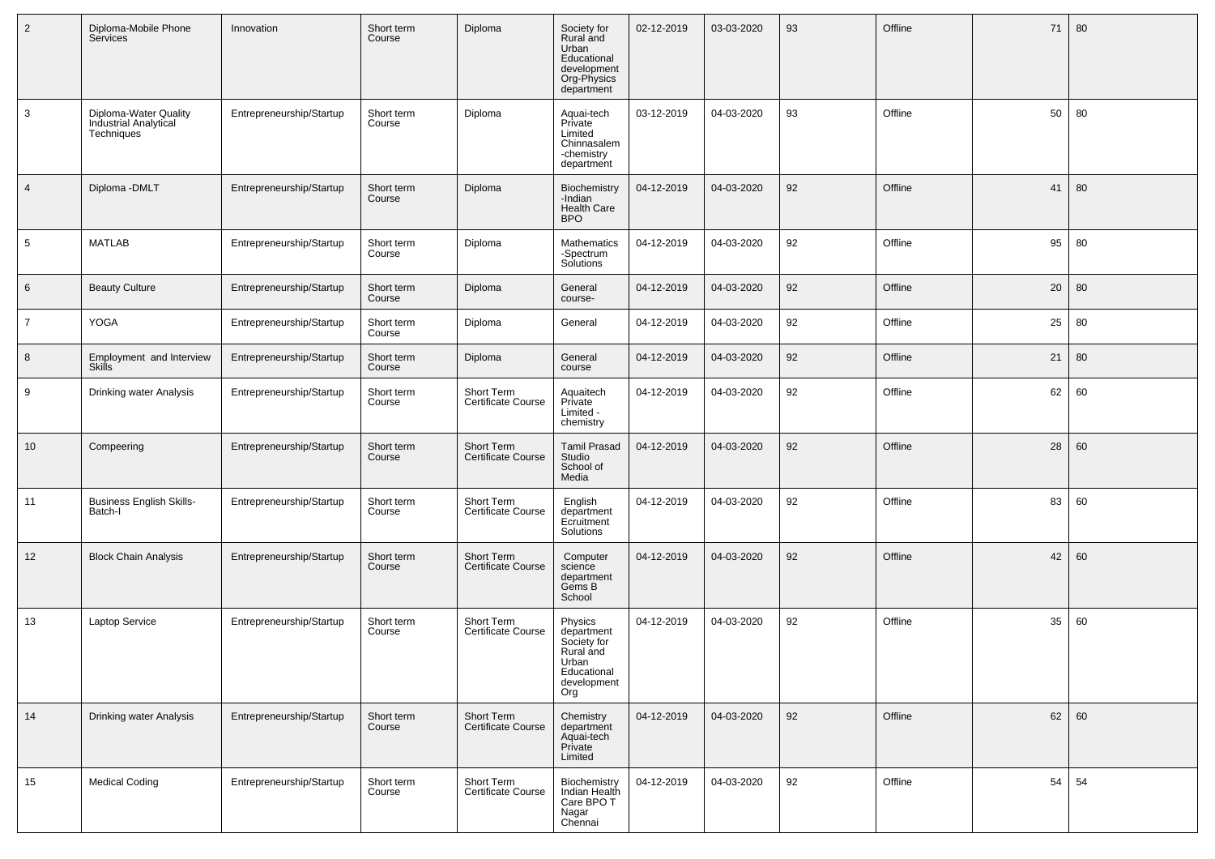| 2 | Diploma-Mobile Phone Services | Innovation | Short term Course | Diploma | Society for Rural and Urban Educational development Org-Physics department | 02-12-2019 | 03-03-2020 | 93 | Offline | 71 | 80 |
|---|---|---|---|---|---|---|---|---|---|---|---|
| 3 | Diploma-Water Quality Industrial Analytical Techniques | Entrepreneurship/Startup | Short term Course | Diploma | Aquai-tech Private Limited Chinnasalem -chemistry department | 03-12-2019 | 04-03-2020 | 93 | Offline | 50 | 80 |
| 4 | Diploma -DMLT | Entrepreneurship/Startup | Short term Course | Diploma | Biochemistry -Indian Health Care BPO | 04-12-2019 | 04-03-2020 | 92 | Offline | 41 | 80 |
| 5 | MATLAB | Entrepreneurship/Startup | Short term Course | Diploma | Mathematics -Spectrum Solutions | 04-12-2019 | 04-03-2020 | 92 | Offline | 95 | 80 |
| 6 | Beauty Culture | Entrepreneurship/Startup | Short term Course | Diploma | General course- | 04-12-2019 | 04-03-2020 | 92 | Offline | 20 | 80 |
| 7 | YOGA | Entrepreneurship/Startup | Short term Course | Diploma | General | 04-12-2019 | 04-03-2020 | 92 | Offline | 25 | 80 |
| 8 | Employment and Interview Skills | Entrepreneurship/Startup | Short term Course | Diploma | General course | 04-12-2019 | 04-03-2020 | 92 | Offline | 21 | 80 |
| 9 | Drinking water Analysis | Entrepreneurship/Startup | Short term Course | Short Term Certificate Course | Aquaitech Private Limited - chemistry | 04-12-2019 | 04-03-2020 | 92 | Offline | 62 | 60 |
| 10 | Compeering | Entrepreneurship/Startup | Short term Course | Short Term Certificate Course | Tamil Prasad Studio School of Media | 04-12-2019 | 04-03-2020 | 92 | Offline | 28 | 60 |
| 11 | Business English Skills-Batch-I | Entrepreneurship/Startup | Short term Course | Short Term Certificate Course | English department Ecruitment Solutions | 04-12-2019 | 04-03-2020 | 92 | Offline | 83 | 60 |
| 12 | Block Chain Analysis | Entrepreneurship/Startup | Short term Course | Short Term Certificate Course | Computer science department Gems B School | 04-12-2019 | 04-03-2020 | 92 | Offline | 42 | 60 |
| 13 | Laptop Service | Entrepreneurship/Startup | Short term Course | Short Term Certificate Course | Physics department Society for Rural and Urban Educational development Org | 04-12-2019 | 04-03-2020 | 92 | Offline | 35 | 60 |
| 14 | Drinking water Analysis | Entrepreneurship/Startup | Short term Course | Short Term Certificate Course | Chemistry department Aquai-tech Private Limited | 04-12-2019 | 04-03-2020 | 92 | Offline | 62 | 60 |
| 15 | Medical Coding | Entrepreneurship/Startup | Short term Course | Short Term Certificate Course | Biochemistry Indian Health Care BPO T Nagar Chennai | 04-12-2019 | 04-03-2020 | 92 | Offline | 54 | 54 |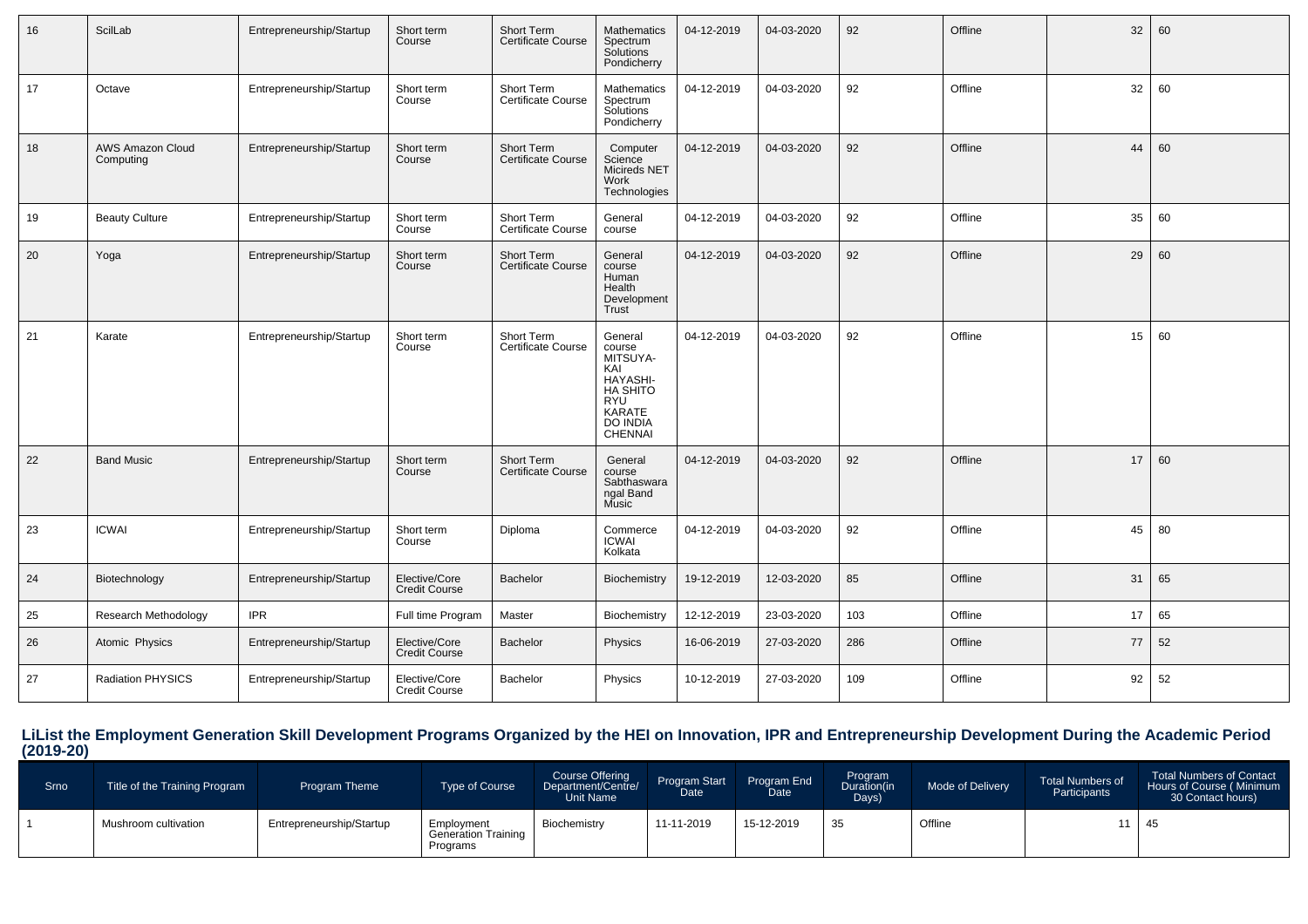| 16 | ScilLab | Entrepreneurship/Startup | Short term Course | Short Term Certificate Course | Mathematics Spectrum Solutions Pondicherry | 04-12-2019 | 04-03-2020 | 92 | Offline | 32 | 60 |
|---|---|---|---|---|---|---|---|---|---|---|---|
| 17 | Octave | Entrepreneurship/Startup | Short term Course | Short Term Certificate Course | Mathematics Spectrum Solutions Pondicherry | 04-12-2019 | 04-03-2020 | 92 | Offline | 32 | 60 |
| 18 | AWS Amazon Cloud Computing | Entrepreneurship/Startup | Short term Course | Short Term Certificate Course | Computer Science Micireds NET Work Technologies | 04-12-2019 | 04-03-2020 | 92 | Offline | 44 | 60 |
| 19 | Beauty Culture | Entrepreneurship/Startup | Short term Course | Short Term Certificate Course | General course | 04-12-2019 | 04-03-2020 | 92 | Offline | 35 | 60 |
| 20 | Yoga | Entrepreneurship/Startup | Short term Course | Short Term Certificate Course | General course Human Health Development Trust | 04-12-2019 | 04-03-2020 | 92 | Offline | 29 | 60 |
| 21 | Karate | Entrepreneurship/Startup | Short term Course | Short Term Certificate Course | General course MITSUYA-KAI HAYASHI-HA SHITO RYU KARATE DO INDIA CHENNAI | 04-12-2019 | 04-03-2020 | 92 | Offline | 15 | 60 |
| 22 | Band Music | Entrepreneurship/Startup | Short term Course | Short Term Certificate Course | General course Sabthaswarangal Band Music | 04-12-2019 | 04-03-2020 | 92 | Offline | 17 | 60 |
| 23 | ICWAI | Entrepreneurship/Startup | Short term Course | Diploma | Commerce ICWAI Kolkata | 04-12-2019 | 04-03-2020 | 92 | Offline | 45 | 80 |
| 24 | Biotechnology | Entrepreneurship/Startup | Elective/Core Credit Course | Bachelor | Biochemistry | 19-12-2019 | 12-03-2020 | 85 | Offline | 31 | 65 |
| 25 | Research Methodology | IPR | Full time Program | Master | Biochemistry | 12-12-2019 | 23-03-2020 | 103 | Offline | 17 | 65 |
| 26 | Atomic Physics | Entrepreneurship/Startup | Elective/Core Credit Course | Bachelor | Physics | 16-06-2019 | 27-03-2020 | 286 | Offline | 77 | 52 |
| 27 | Radiation PHYSICS | Entrepreneurship/Startup | Elective/Core Credit Course | Bachelor | Physics | 10-12-2019 | 27-03-2020 | 109 | Offline | 92 | 52 |

## LiList the Employment Generation Skill Development Programs Organized by the HEI on Innovation, IPR and Entrepreneurship Development During the Academic Period (2019-20)

| Srno | Title of the Training Program | Program Theme | Type of Course | Course Offering Department/Centre/ Unit Name | Program Start Date | Program End Date | Program Duration(in Days) | Mode of Delivery | Total Numbers of Participants | Total Numbers of Contact Hours of Course ( Minimum 30 Contact hours) |
|---|---|---|---|---|---|---|---|---|---|---|
| 1 | Mushroom cultivation | Entrepreneurship/Startup | Employment Generation Training Programs | Biochemistry | 11-11-2019 | 15-12-2019 | 35 | Offline | 11 | 45 |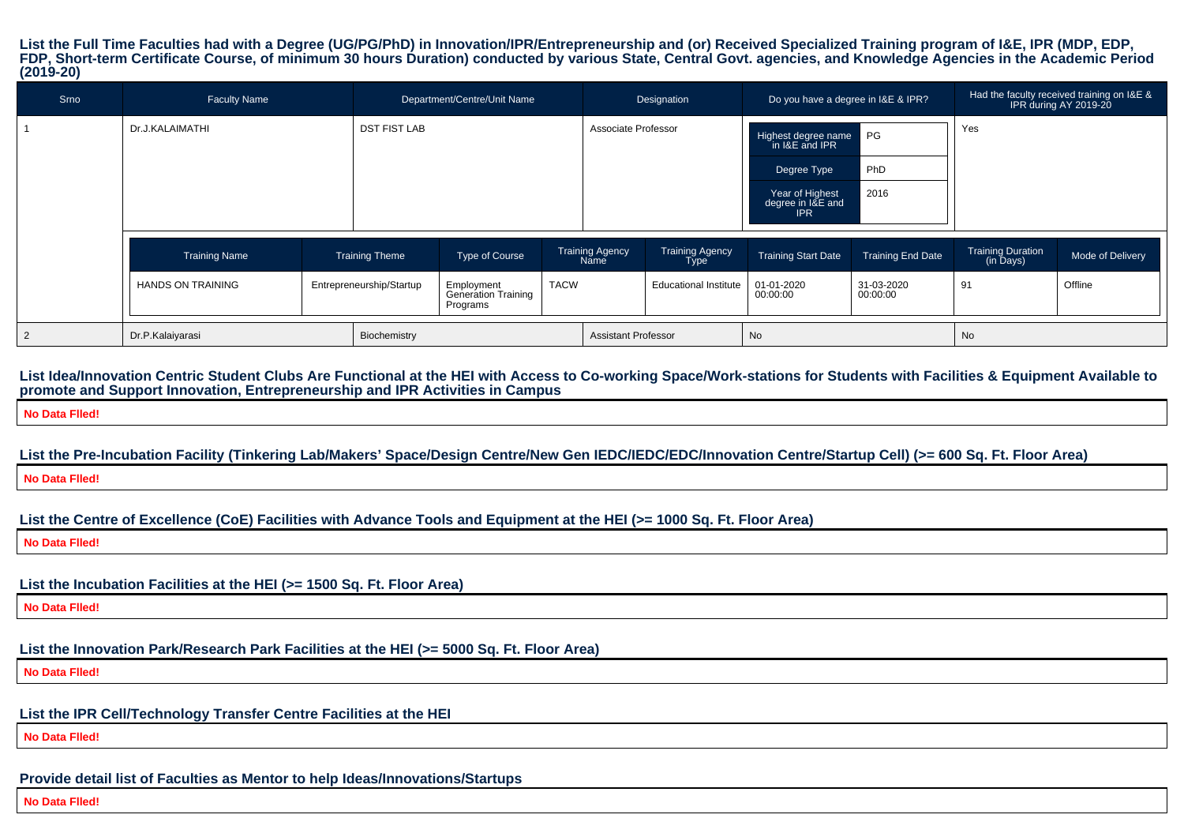### List the Full Time Faculties had with a Degree (UG/PG/PhD) in Innovation/IPR/Entrepreneurship and (or) Received Specialized Training program of I&E, IPR (MDP, EDP, FDP, Short-term Certificate Course, of minimum 30 hours Duration) conducted by various State, Central Govt. agencies, and Knowledge Agencies in the Academic Period (2019-20)

| Srno | Faculty Name | Department/Centre/Unit Name | Designation | Do you have a degree in I&E & IPR? | Had the faculty received training on I&E & IPR during AY 2019-20 |
|---|---|---|---|---|---|
| 1 | Dr.J.KALAIMATHI | DST FIST LAB | Associate Professor | Highest degree name in I&E and IPR: PG; Degree Type: PhD; Year of Highest degree in I&E and IPR: 2016 | Yes |
| 2 | Dr.P.Kalaiyarasi | Biochemistry | Assistant Professor | No | No |

Training details for Srno 1 (Dr.J.KALAIMATHI):

| Training Name | Training Theme | Type of Course | Training Agency Name | Training Agency Type | Training Start Date | Training End Date | Training Duration (in Days) | Mode of Delivery |
|---|---|---|---|---|---|---|---|---|
| HANDS ON TRAINING | Entrepreneurship/Startup | Employment Generation Training Programs | TACW | Educational Institute | 01-01-2020 00:00:00 | 31-03-2020 00:00:00 | 91 | Offline |

### List Idea/Innovation Centric Student Clubs Are Functional at the HEI with Access to Co-working Space/Work-stations for Students with Facilities & Equipment Available to promote and Support Innovation, Entrepreneurship and IPR Activities in Campus

**No Data Flled!**

### List the Pre-Incubation Facility (Tinkering Lab/Makers' Space/Design Centre/New Gen IEDC/IEDC/EDC/Innovation Centre/Startup Cell) (>= 600 Sq. Ft. Floor Area)

**No Data Flled!**

### List the Centre of Excellence (CoE) Facilities with Advance Tools and Equipment at the HEI (>= 1000 Sq. Ft. Floor Area)

**No Data Flled!**

### List the Incubation Facilities at the HEI (>= 1500 Sq. Ft. Floor Area)

**No Data Flled!**

### List the Innovation Park/Research Park Facilities at the HEI (>= 5000 Sq. Ft. Floor Area)

**No Data Flled!**

### List the IPR Cell/Technology Transfer Centre Facilities at the HEI

**No Data Flled!**

### Provide detail list of Faculties as Mentor to help Ideas/Innovations/Startups

**No Data Flled!**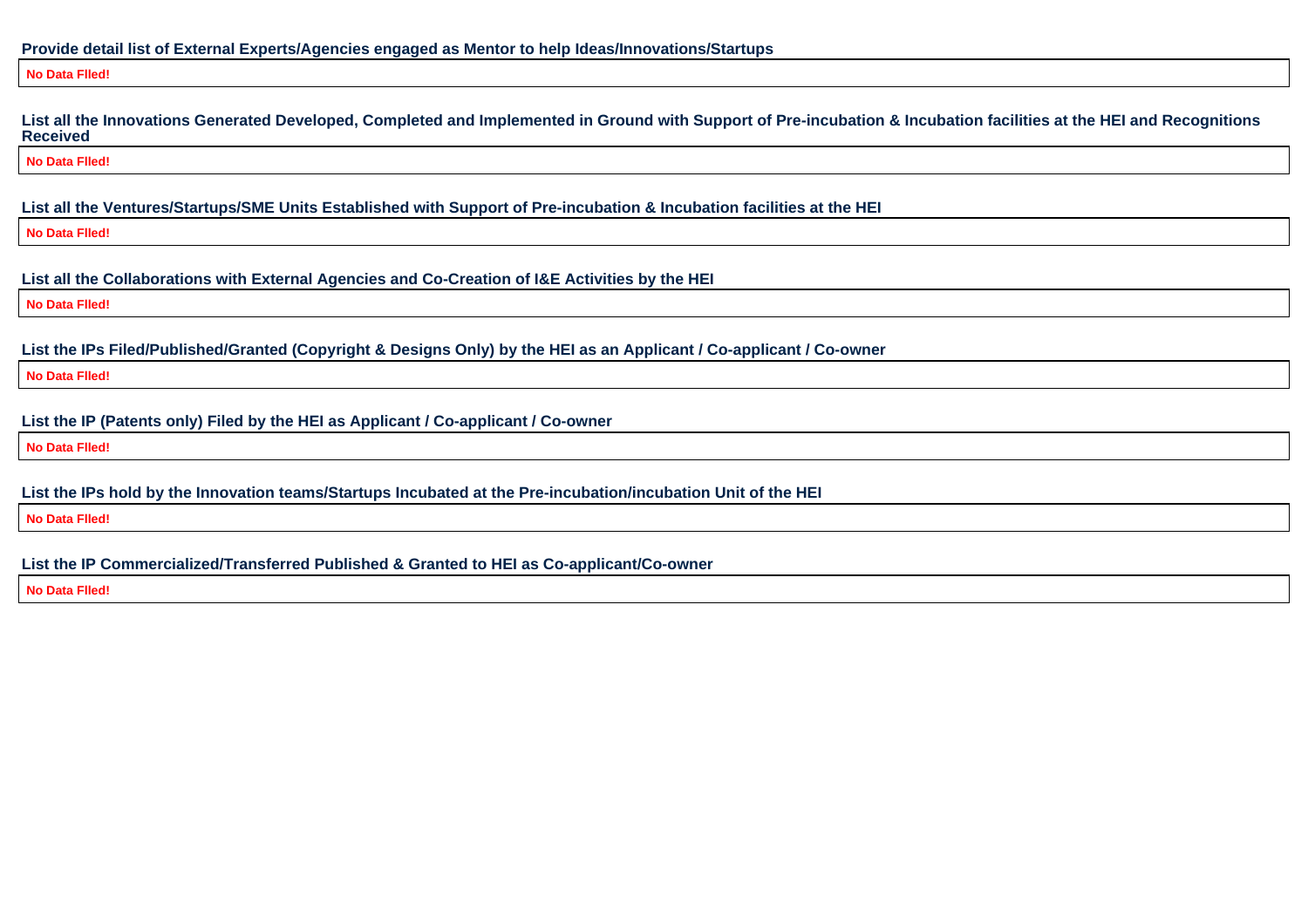**Provide detail list of External Experts/Agencies engaged as Mentor to help Ideas/Innovations/Startups**

| No Data FIled! |
|---|

**List all the Innovations Generated Developed, Completed and Implemented in Ground with Support of Pre-incubation & Incubation facilities at the HEI and Recognitions Received**

| No Data FIled! |
|---|

**List all the Ventures/Startups/SME Units Established with Support of Pre-incubation & Incubation facilities at the HEI**

| No Data FIled! |
|---|

**List all the Collaborations with External Agencies and Co-Creation of I&E Activities by the HEI**

| No Data FIled! |
|---|

**List the IPs Filed/Published/Granted (Copyright & Designs Only) by the HEI as an Applicant / Co-applicant / Co-owner**

| No Data FIled! |
|---|

**List the IP (Patents only) Filed by the HEI as Applicant / Co-applicant / Co-owner**

| No Data FIled! |
|---|

**List the IPs hold by the Innovation teams/Startups Incubated at the Pre-incubation/incubation Unit of the HEI**

| No Data FIled! |
|---|

**List the IP Commercialized/Transferred Published & Granted to HEI as Co-applicant/Co-owner**

| No Data FIled! |
|---|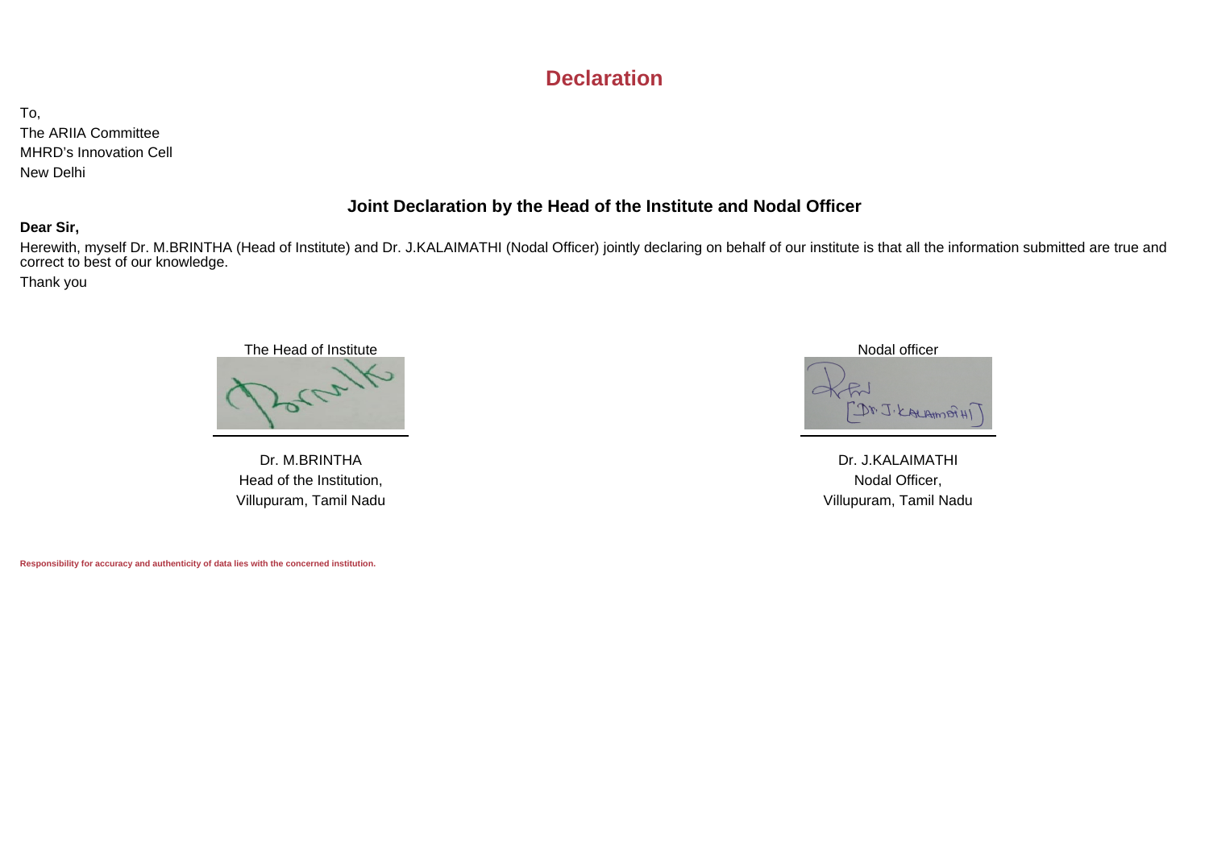# Declaration

To,

The ARIIA Committee

MHRD's Innovation Cell

New Delhi

## Joint Declaration by the Head of the Institute and Nodal Officer

**Dear Sir,**

Herewith, myself Dr. M.BRINTHA (Head of Institute) and Dr. J.KALAIMATHI (Nodal Officer) jointly declaring on behalf of our institute is that all the information submitted are true and correct to best of our knowledge.

Thank you

The Head of Institute

Dr. M.BRINTHA
Head of the Institution,
Villupuram, Tamil Nadu

Nodal officer

Dr. J.KALAIMATHI
Nodal Officer,
Villupuram, Tamil Nadu

**Responsibility for accuracy and authenticity of data lies with the concerned institution.**